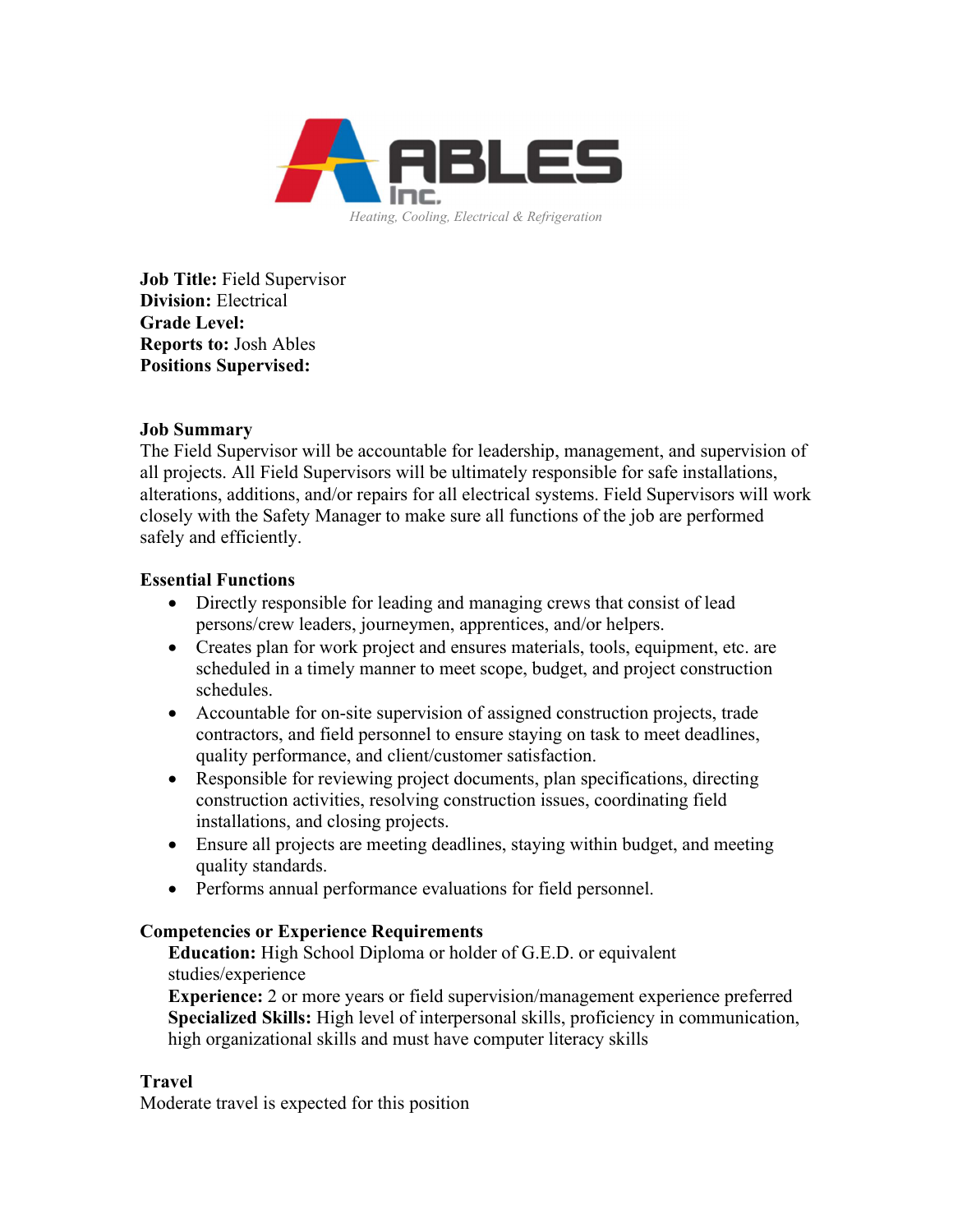ABLES Inc.

*Heating, Cooling, Electrical & Refrigeration*

**Job Title:** Field Supervisor
**Division:** Electrical
**Grade Level:**
**Reports to:** Josh Ables
**Positions Supervised:**

**Job Summary**

The Field Supervisor will be accountable for leadership, management, and supervision of all projects. All Field Supervisors will be ultimately responsible for safe installations, alterations, additions, and/or repairs for all electrical systems. Field Supervisors will work closely with the Safety Manager to make sure all functions of the job are performed safely and efficiently.

**Essential Functions**

- Directly responsible for leading and managing crews that consist of lead persons/crew leaders, journeymen, apprentices, and/or helpers.
- Creates plan for work project and ensures materials, tools, equipment, etc. are scheduled in a timely manner to meet scope, budget, and project construction schedules.
- Accountable for on-site supervision of assigned construction projects, trade contractors, and field personnel to ensure staying on task to meet deadlines, quality performance, and client/customer satisfaction.
- Responsible for reviewing project documents, plan specifications, directing construction activities, resolving construction issues, coordinating field installations, and closing projects.
- Ensure all projects are meeting deadlines, staying within budget, and meeting quality standards.
- Performs annual performance evaluations for field personnel.

**Competencies or Experience Requirements**

**Education:** High School Diploma or holder of G.E.D. or equivalent studies/experience
**Experience:** 2 or more years or field supervision/management experience preferred
**Specialized Skills:** High level of interpersonal skills, proficiency in communication, high organizational skills and must have computer literacy skills

**Travel**

Moderate travel is expected for this position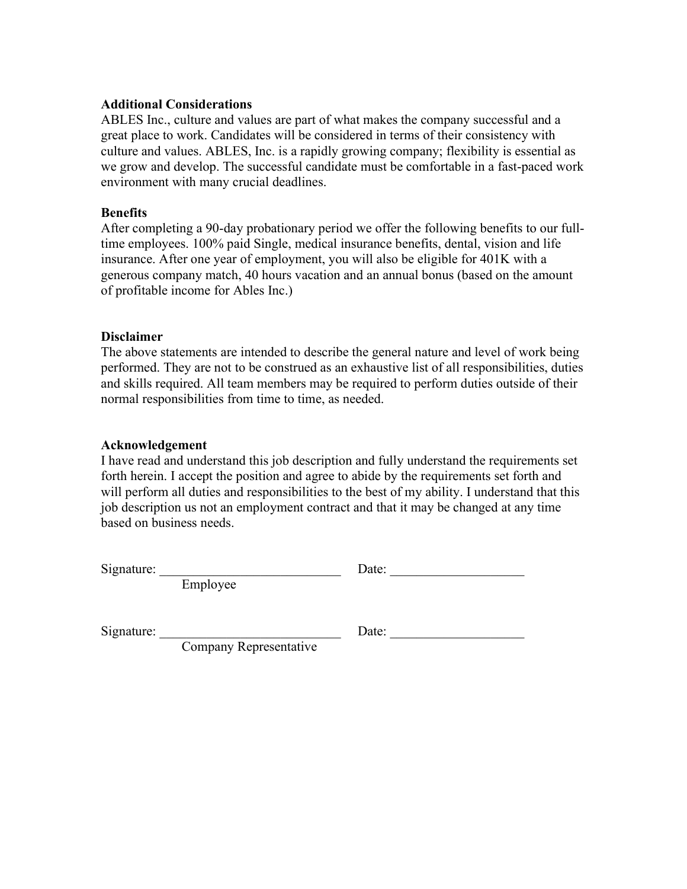**Additional Considerations**

ABLES Inc., culture and values are part of what makes the company successful and a great place to work. Candidates will be considered in terms of their consistency with culture and values. ABLES, Inc. is a rapidly growing company; flexibility is essential as we grow and develop. The successful candidate must be comfortable in a fast-paced work environment with many crucial deadlines.

**Benefits**

After completing a 90-day probationary period we offer the following benefits to our full-time employees. 100% paid Single, medical insurance benefits, dental, vision and life insurance. After one year of employment, you will also be eligible for 401K with a generous company match, 40 hours vacation and an annual bonus (based on the amount of profitable income for Ables Inc.)

**Disclaimer**

The above statements are intended to describe the general nature and level of work being performed. They are not to be construed as an exhaustive list of all responsibilities, duties and skills required. All team members may be required to perform duties outside of their normal responsibilities from time to time, as needed.

**Acknowledgement**

I have read and understand this job description and fully understand the requirements set forth herein. I accept the position and agree to abide by the requirements set forth and will perform all duties and responsibilities to the best of my ability. I understand that this job description us not an employment contract and that it may be changed at any time based on business needs.

Signature: ___________________________ Date: ____________________
Employee

Signature: ___________________________ Date: ____________________
Company Representative